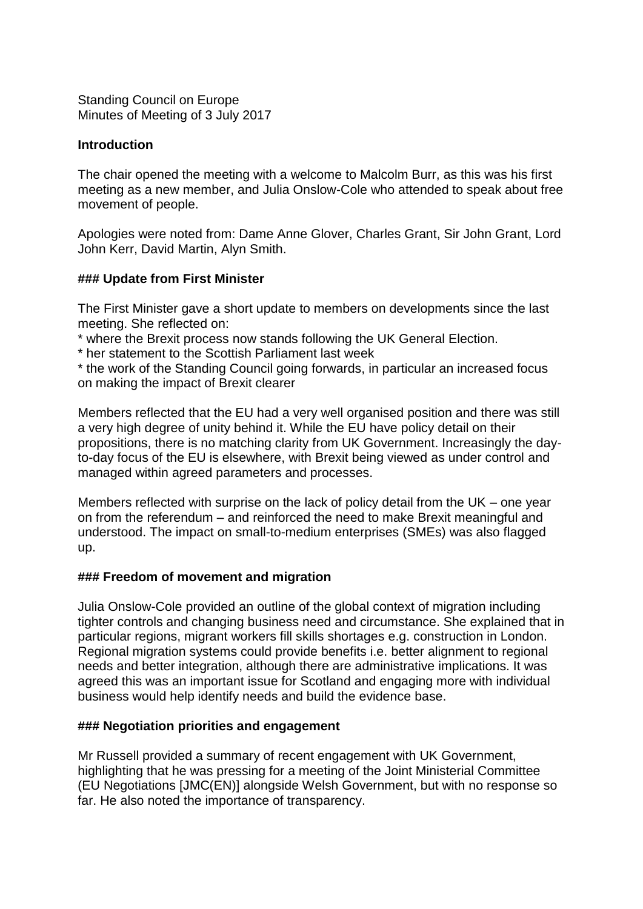Standing Council on Europe
Minutes of Meeting of 3 July 2017

**Introduction**

The chair opened the meeting with a welcome to Malcolm Burr, as this was his first meeting as a new member, and Julia Onslow-Cole who attended to speak about free movement of people.

Apologies were noted from: Dame Anne Glover, Charles Grant, Sir John Grant, Lord John Kerr, David Martin, Alyn Smith.

### **Update from First Minister**

The First Minister gave a short update to members on developments since the last meeting. She reflected on:

* where the Brexit process now stands following the UK General Election.
* her statement to the Scottish Parliament last week
* the work of the Standing Council going forwards, in particular an increased focus on making the impact of Brexit clearer

Members reflected that the EU had a very well organised position and there was still a very high degree of unity behind it. While the EU have policy detail on their propositions, there is no matching clarity from UK Government. Increasingly the day-to-day focus of the EU is elsewhere, with Brexit being viewed as under control and managed within agreed parameters and processes.

Members reflected with surprise on the lack of policy detail from the UK – one year on from the referendum – and reinforced the need to make Brexit meaningful and understood. The impact on small-to-medium enterprises (SMEs) was also flagged up.

### **Freedom of movement and migration**

Julia Onslow-Cole provided an outline of the global context of migration including tighter controls and changing business need and circumstance. She explained that in particular regions, migrant workers fill skills shortages e.g. construction in London. Regional migration systems could provide benefits i.e. better alignment to regional needs and better integration, although there are administrative implications. It was agreed this was an important issue for Scotland and engaging more with individual business would help identify needs and build the evidence base.

### **Negotiation priorities and engagement**

Mr Russell provided a summary of recent engagement with UK Government, highlighting that he was pressing for a meeting of the Joint Ministerial Committee (EU Negotiations [JMC(EN)] alongside Welsh Government, but with no response so far. He also noted the importance of transparency.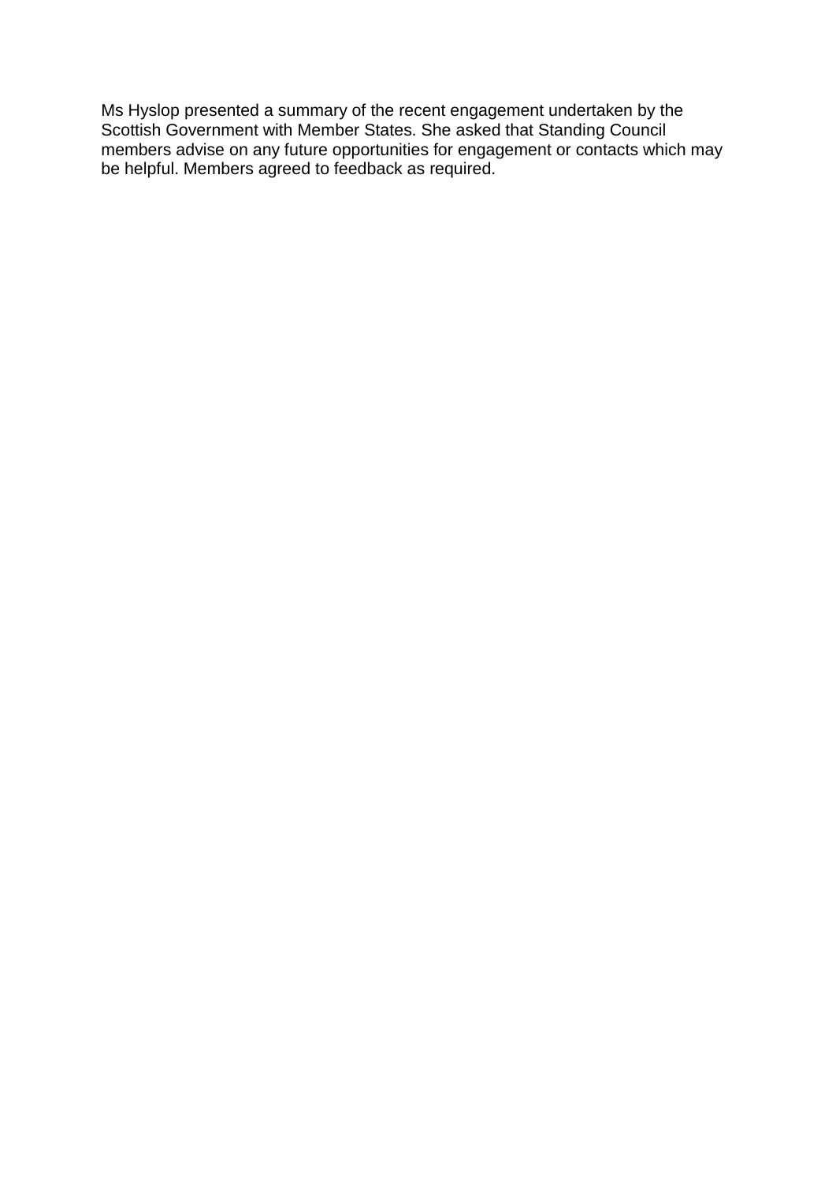Ms Hyslop presented a summary of the recent engagement undertaken by the Scottish Government with Member States. She asked that Standing Council members advise on any future opportunities for engagement or contacts which may be helpful. Members agreed to feedback as required.